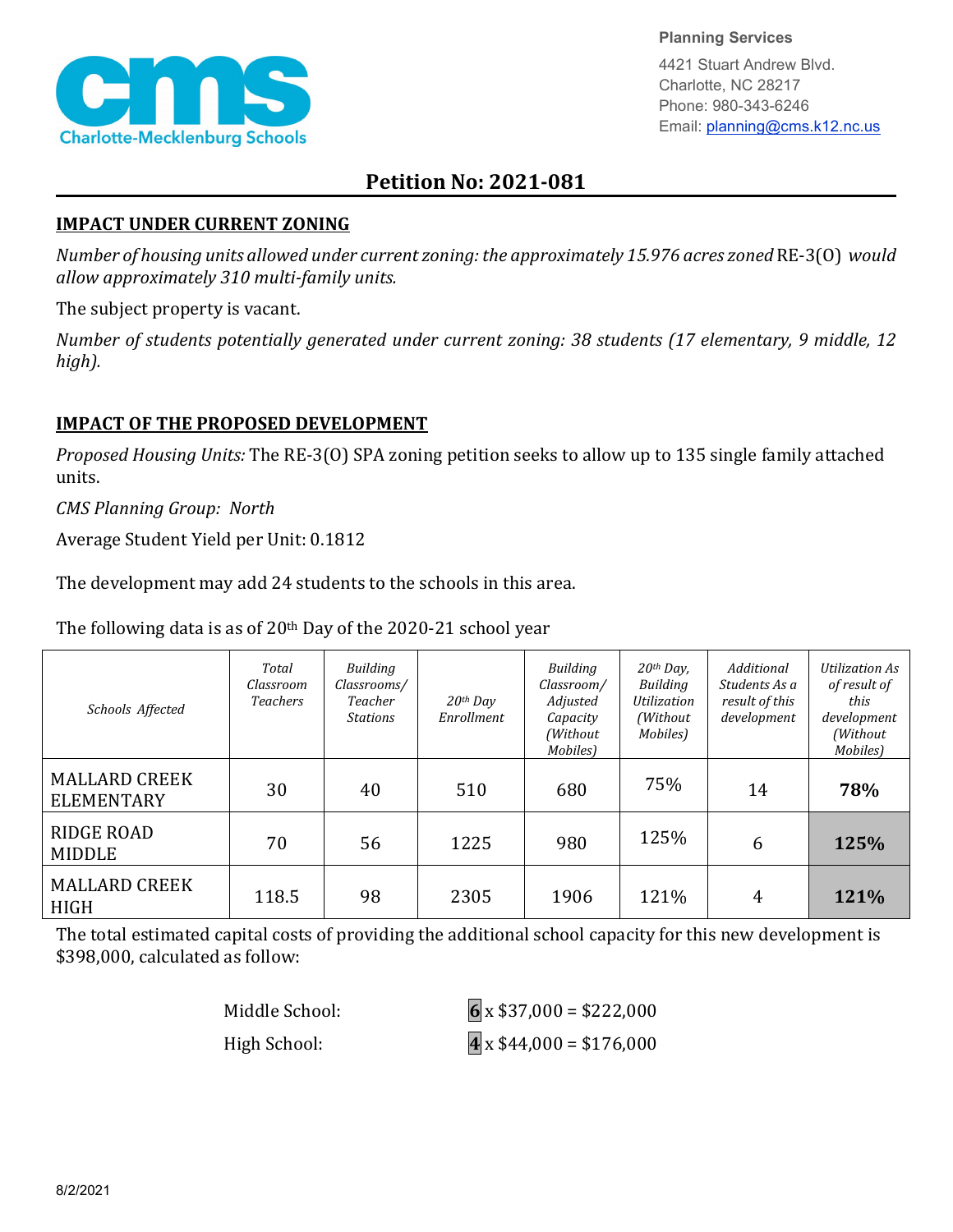Planning Services

4421 Stuart Andrew Blvd.
Charlotte, NC 28217
Phone: 980-343-6246
Email: planning@cms.k12.nc.us

# Petition No: 2021-081

## IMPACT UNDER CURRENT ZONING

*Number of housing units allowed under current zoning: the approximately 15.976 acres zoned* RE-3(O) *would allow approximately 310 multi-family units.*

The subject property is vacant.

*Number of students potentially generated under current zoning: 38 students (17 elementary, 9 middle, 12 high).*

## IMPACT OF THE PROPOSED DEVELOPMENT

*Proposed Housing Units:* The RE-3(O) SPA zoning petition seeks to allow up to 135 single family attached units.

*CMS Planning Group:* North

Average Student Yield per Unit: 0.1812

The development may add 24 students to the schools in this area.

The following data is as of 20th Day of the 2020-21 school year

| *Schools Affected* | *Total Classroom Teachers* | *Building Classrooms/ Teacher Stations* | *20th Day Enrollment* | *Building Classroom/ Adjusted Capacity (Without Mobiles)* | *20th Day, Building Utilization (Without Mobiles)* | *Additional Students As a result of this development* | *Utilization As of result of this development (Without Mobiles)* |
|---|---|---|---|---|---|---|---|
| MALLARD CREEK ELEMENTARY | 30 | 40 | 510 | 680 | 75% | 14 | **78%** |
| RIDGE ROAD MIDDLE | 70 | 56 | 1225 | 980 | 125% | 6 | **125%** |
| MALLARD CREEK HIGH | 118.5 | 98 | 2305 | 1906 | 121% | 4 | **121%** |

The total estimated capital costs of providing the additional school capacity for this new development is $398,000, calculated as follow:

Middle School: **6** x $37,000 = $222,000

High School: **4** x $44,000 = $176,000

8/2/2021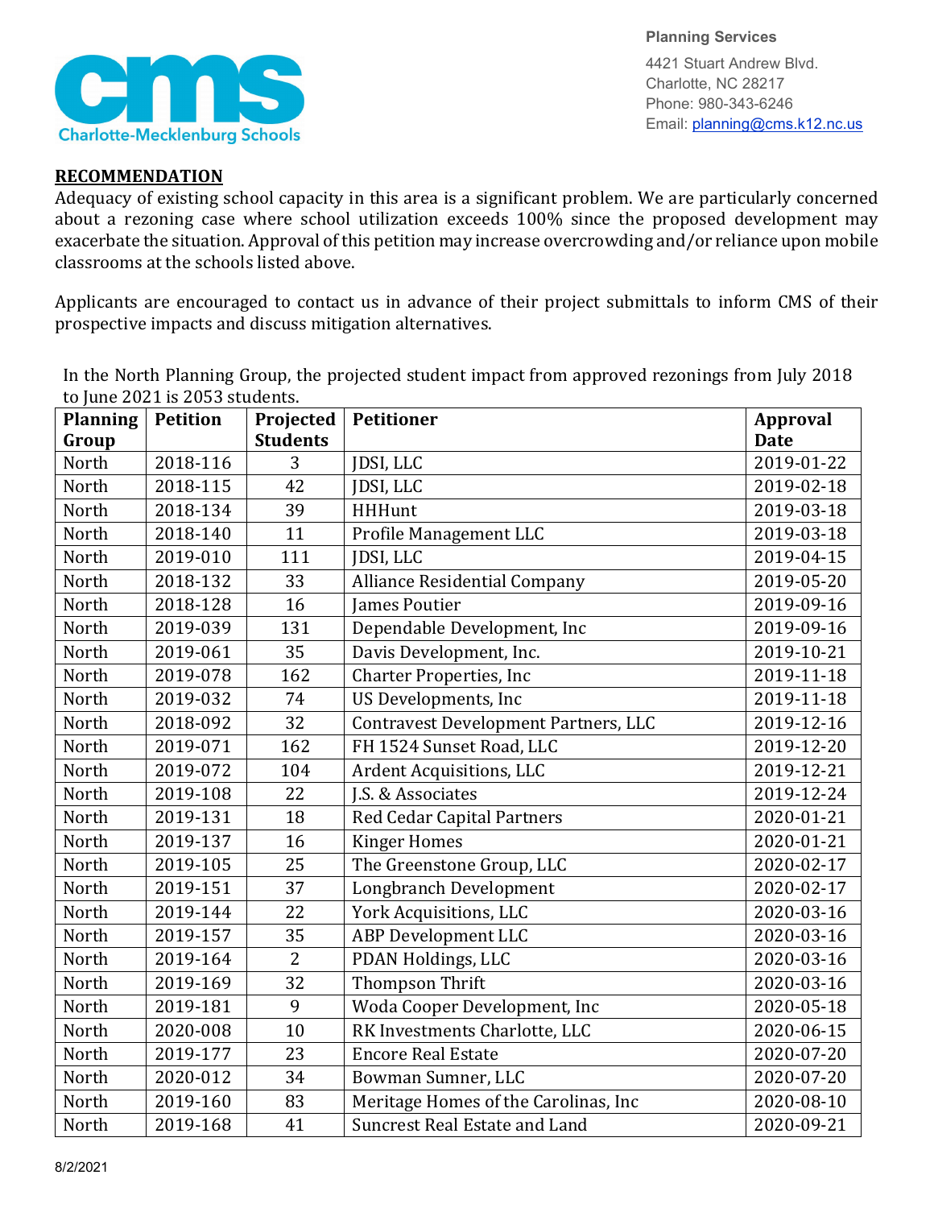**RECOMMENDATION**

Adequacy of existing school capacity in this area is a significant problem. We are particularly concerned about a rezoning case where school utilization exceeds 100% since the proposed development may exacerbate the situation. Approval of this petition may increase overcrowding and/or reliance upon mobile classrooms at the schools listed above.

Applicants are encouraged to contact us in advance of their project submittals to inform CMS of their prospective impacts and discuss mitigation alternatives.

In the North Planning Group, the projected student impact from approved rezonings from July 2018 to June 2021 is 2053 students.

| Planning Group | Petition | Projected Students | Petitioner | Approval Date |
|---|---|---|---|---|
| North | 2018-116 | 3 | JDSI, LLC | 2019-01-22 |
| North | 2018-115 | 42 | JDSI, LLC | 2019-02-18 |
| North | 2018-134 | 39 | HHHunt | 2019-03-18 |
| North | 2018-140 | 11 | Profile Management LLC | 2019-03-18 |
| North | 2019-010 | 111 | JDSI, LLC | 2019-04-15 |
| North | 2018-132 | 33 | Alliance Residential Company | 2019-05-20 |
| North | 2018-128 | 16 | James Poutier | 2019-09-16 |
| North | 2019-039 | 131 | Dependable Development, Inc | 2019-09-16 |
| North | 2019-061 | 35 | Davis Development, Inc. | 2019-10-21 |
| North | 2019-078 | 162 | Charter Properties, Inc | 2019-11-18 |
| North | 2019-032 | 74 | US Developments, Inc | 2019-11-18 |
| North | 2018-092 | 32 | Contravest Development Partners, LLC | 2019-12-16 |
| North | 2019-071 | 162 | FH 1524 Sunset Road, LLC | 2019-12-20 |
| North | 2019-072 | 104 | Ardent Acquisitions, LLC | 2019-12-21 |
| North | 2019-108 | 22 | J.S. & Associates | 2019-12-24 |
| North | 2019-131 | 18 | Red Cedar Capital Partners | 2020-01-21 |
| North | 2019-137 | 16 | Kinger Homes | 2020-01-21 |
| North | 2019-105 | 25 | The Greenstone Group, LLC | 2020-02-17 |
| North | 2019-151 | 37 | Longbranch Development | 2020-02-17 |
| North | 2019-144 | 22 | York Acquisitions, LLC | 2020-03-16 |
| North | 2019-157 | 35 | ABP Development LLC | 2020-03-16 |
| North | 2019-164 | 2 | PDAN Holdings, LLC | 2020-03-16 |
| North | 2019-169 | 32 | Thompson Thrift | 2020-03-16 |
| North | 2019-181 | 9 | Woda Cooper Development, Inc | 2020-05-18 |
| North | 2020-008 | 10 | RK Investments Charlotte, LLC | 2020-06-15 |
| North | 2019-177 | 23 | Encore Real Estate | 2020-07-20 |
| North | 2020-012 | 34 | Bowman Sumner, LLC | 2020-07-20 |
| North | 2019-160 | 83 | Meritage Homes of the Carolinas, Inc | 2020-08-10 |
| North | 2019-168 | 41 | Suncrest Real Estate and Land | 2020-09-21 |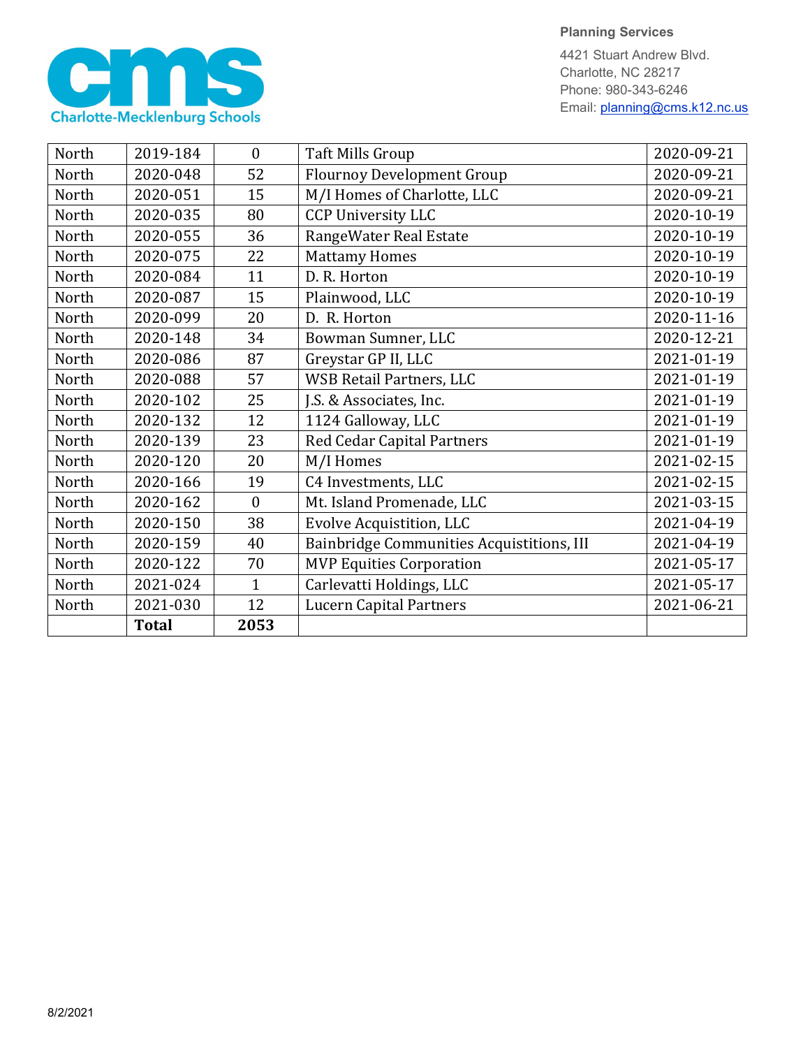Planning Services

4421 Stuart Andrew Blvd.
Charlotte, NC 28217
Phone: 980-343-6246
Email: planning@cms.k12.nc.us

| | | | | |
|---|---|---|---|---|
| North | 2019-184 | 0 | Taft Mills Group | 2020-09-21 |
| North | 2020-048 | 52 | Flournoy Development Group | 2020-09-21 |
| North | 2020-051 | 15 | M/I Homes of Charlotte, LLC | 2020-09-21 |
| North | 2020-035 | 80 | CCP University LLC | 2020-10-19 |
| North | 2020-055 | 36 | RangeWater Real Estate | 2020-10-19 |
| North | 2020-075 | 22 | Mattamy Homes | 2020-10-19 |
| North | 2020-084 | 11 | D. R. Horton | 2020-10-19 |
| North | 2020-087 | 15 | Plainwood, LLC | 2020-10-19 |
| North | 2020-099 | 20 | D. R. Horton | 2020-11-16 |
| North | 2020-148 | 34 | Bowman Sumner, LLC | 2020-12-21 |
| North | 2020-086 | 87 | Greystar GP II, LLC | 2021-01-19 |
| North | 2020-088 | 57 | WSB Retail Partners, LLC | 2021-01-19 |
| North | 2020-102 | 25 | J.S. & Associates, Inc. | 2021-01-19 |
| North | 2020-132 | 12 | 1124 Galloway, LLC | 2021-01-19 |
| North | 2020-139 | 23 | Red Cedar Capital Partners | 2021-01-19 |
| North | 2020-120 | 20 | M/I Homes | 2021-02-15 |
| North | 2020-166 | 19 | C4 Investments, LLC | 2021-02-15 |
| North | 2020-162 | 0 | Mt. Island Promenade, LLC | 2021-03-15 |
| North | 2020-150 | 38 | Evolve Acquistition, LLC | 2021-04-19 |
| North | 2020-159 | 40 | Bainbridge Communities Acquistitions, III | 2021-04-19 |
| North | 2020-122 | 70 | MVP Equities Corporation | 2021-05-17 |
| North | 2021-024 | 1 | Carlevatti Holdings, LLC | 2021-05-17 |
| North | 2021-030 | 12 | Lucern Capital Partners | 2021-06-21 |
| | **Total** | **2053** | | |

8/2/2021